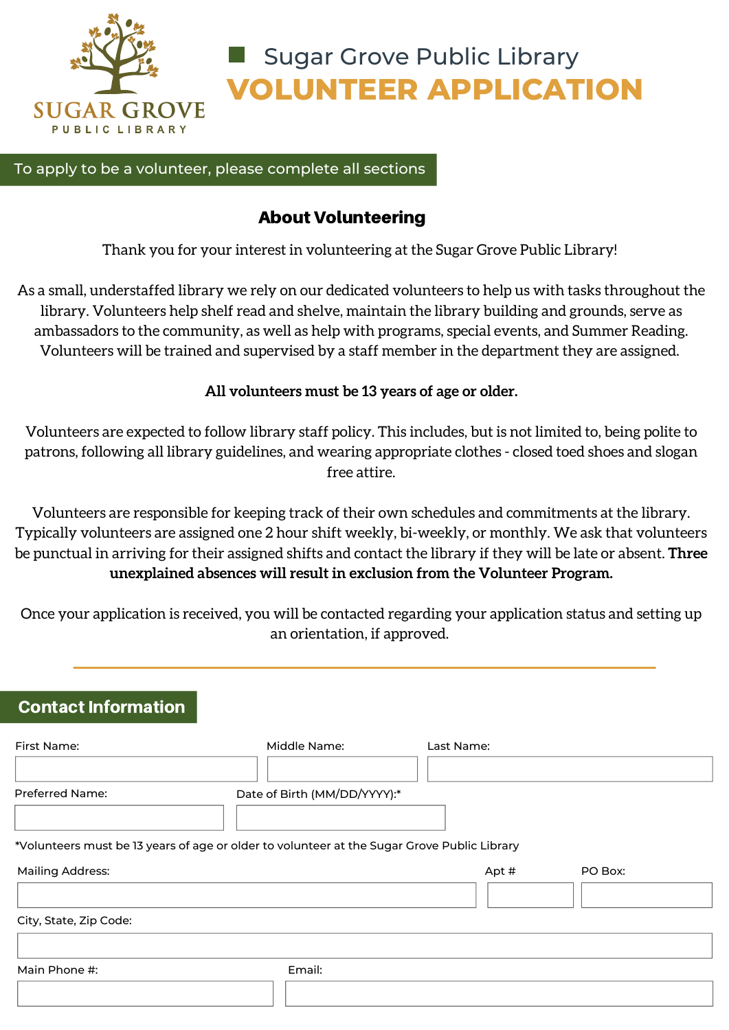SUGAR GROVE PUBLIC LIBRARY

Sugar Grove Public Library

# VOLUNTEER APPLICATION

**To apply to be a volunteer, please complete all sections**

## About Volunteering

Thank you for your interest in volunteering at the Sugar Grove Public Library!

As a small, understaffed library we rely on our dedicated volunteers to help us with tasks throughout the library. Volunteers help shelf read and shelve, maintain the library building and grounds, serve as ambassadors to the community, as well as help with programs, special events, and Summer Reading. Volunteers will be trained and supervised by a staff member in the department they are assigned.

**All volunteers must be 13 years of age or older.**

Volunteers are expected to follow library staff policy. This includes, but is not limited to, being polite to patrons, following all library guidelines, and wearing appropriate clothes - closed toed shoes and slogan free attire.

Volunteers are responsible for keeping track of their own schedules and commitments at the library. Typically volunteers are assigned one 2 hour shift weekly, bi-weekly, or monthly. We ask that volunteers be punctual in arriving for their assigned shifts and contact the library if they will be late or absent. **Three unexplained absences will result in exclusion from the Volunteer Program.**

Once your application is received, you will be contacted regarding your application status and setting up an orientation, if approved.

---

## Contact Information

First Name: ______________ Middle Name: ______________ Last Name: ______________

Preferred Name: ______________ Date of Birth (MM/DD/YYYY):* ______________

*Volunteers must be 13 years of age or older to volunteer at the Sugar Grove Public Library

Mailing Address: ______________ Apt # ______ PO Box: ______

City, State, Zip Code: ______________

Main Phone #: ______________ Email: ______________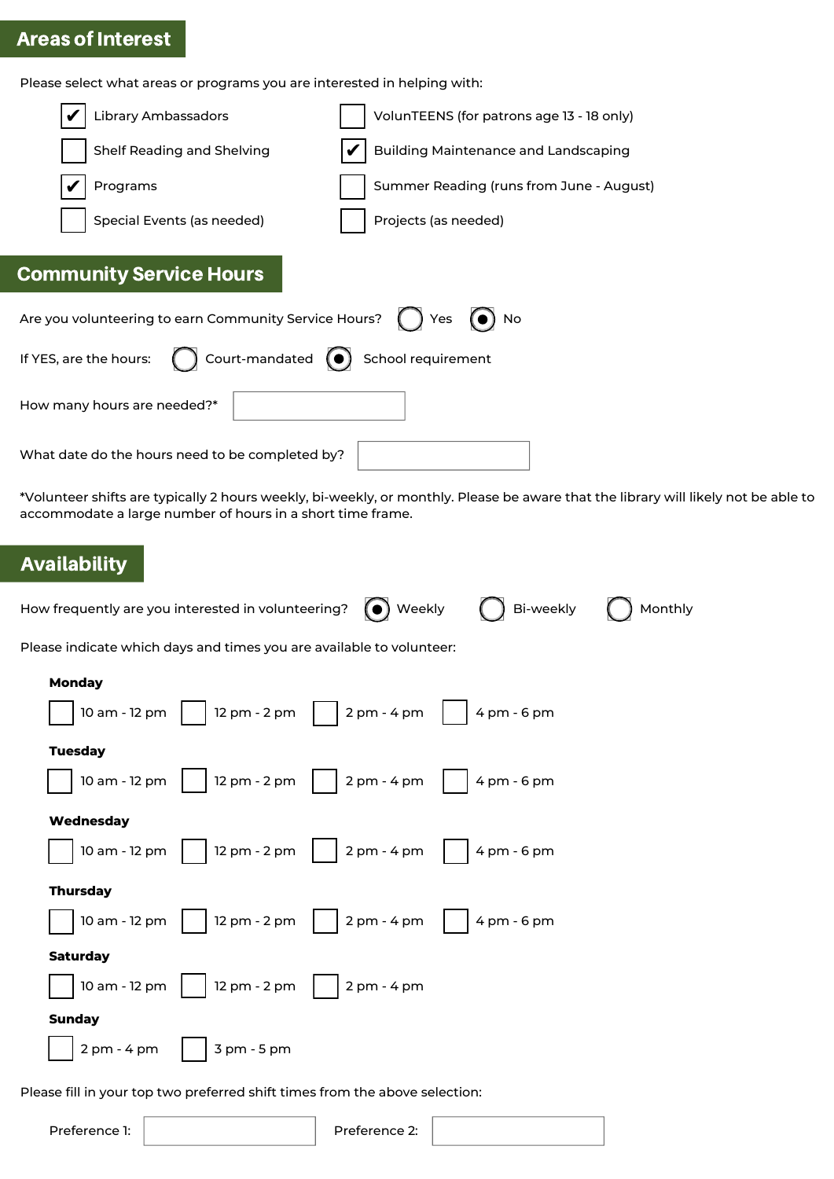## Areas of Interest

Please select what areas or programs you are interested in helping with:

- [x] Library Ambassadors
- [ ] VolunTEENS (for patrons age 13 - 18 only)
- [ ] Shelf Reading and Shelving
- [x] Building Maintenance and Landscaping
- [x] Programs
- [ ] Summer Reading (runs from June - August)
- [ ] Special Events (as needed)
- [ ] Projects (as needed)

## Community Service Hours

Are you volunteering to earn Community Service Hours? ◯ Yes ◉ No

If YES, are the hours: ◯ Court-mandated ◉ School requirement

How many hours are needed?* ______________

What date do the hours need to be completed by? ______________

*Volunteer shifts are typically 2 hours weekly, bi-weekly, or monthly. Please be aware that the library will likely not be able to accommodate a large number of hours in a short time frame.

## Availability

How frequently are you interested in volunteering? ◉ Weekly ◯ Bi-weekly ◯ Monthly

Please indicate which days and times you are available to volunteer:

**Monday**

- [ ] 10 am - 12 pm
- [ ] 12 pm - 2 pm
- [ ] 2 pm - 4 pm
- [ ] 4 pm - 6 pm

**Tuesday**

- [ ] 10 am - 12 pm
- [ ] 12 pm - 2 pm
- [ ] 2 pm - 4 pm
- [ ] 4 pm - 6 pm

**Wednesday**

- [ ] 10 am - 12 pm
- [ ] 12 pm - 2 pm
- [ ] 2 pm - 4 pm
- [ ] 4 pm - 6 pm

**Thursday**

- [ ] 10 am - 12 pm
- [ ] 12 pm - 2 pm
- [ ] 2 pm - 4 pm
- [ ] 4 pm - 6 pm

**Saturday**

- [ ] 10 am - 12 pm
- [ ] 12 pm - 2 pm
- [ ] 2 pm - 4 pm

**Sunday**

- [ ] 2 pm - 4 pm
- [ ] 3 pm - 5 pm

Please fill in your top two preferred shift times from the above selection:

Preference 1: ______________ Preference 2: ______________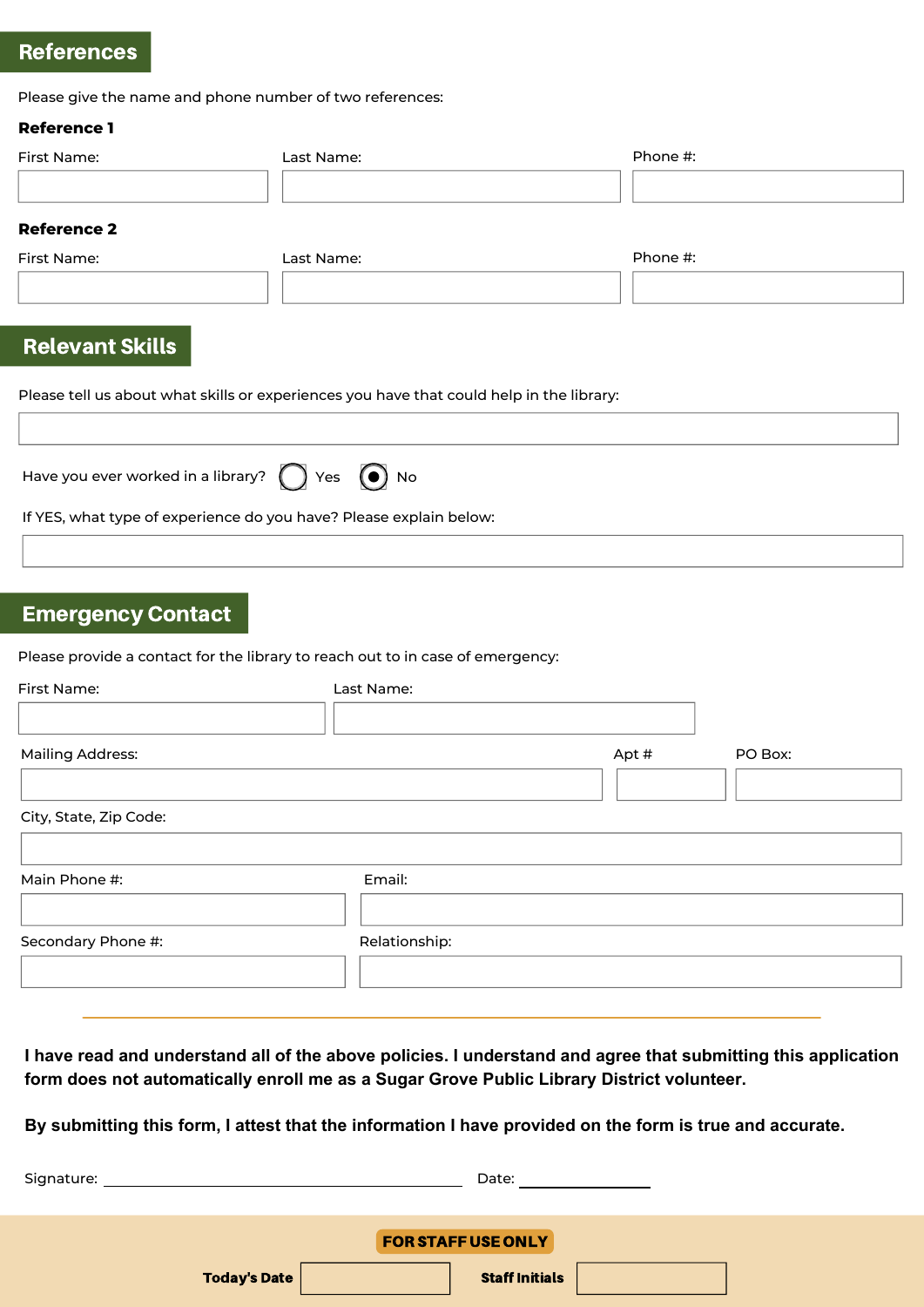## References

Please give the name and phone number of two references:

**Reference 1**

First Name: Last Name: Phone #:

**Reference 2**

First Name: Last Name: Phone #:

## Relevant Skills

Please tell us about what skills or experiences you have that could help in the library:

Have you ever worked in a library? ○ Yes ◉ No

If YES, what type of experience do you have? Please explain below:

## Emergency Contact

Please provide a contact for the library to reach out to in case of emergency:

First Name: Last Name:

Mailing Address: Apt # PO Box:

City, State, Zip Code:

Main Phone #: Email:

Secondary Phone #: Relationship:

---

**I have read and understand all of the above policies. I understand and agree that submitting this application form does not automatically enroll me as a Sugar Grove Public Library District volunteer.**

**By submitting this form, I attest that the information I have provided on the form is true and accurate.**

Signature: ______________________ Date: __________

**FOR STAFF USE ONLY**

**Today's Date** **Staff Initials**